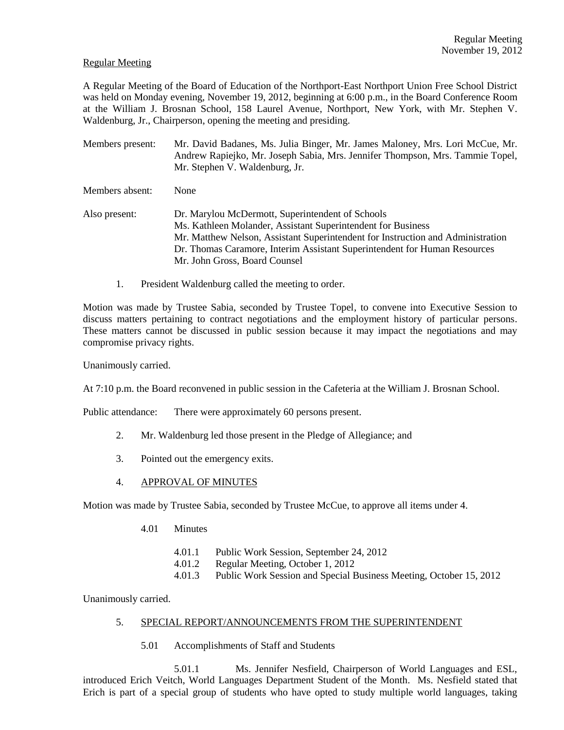Regular Meeting

A Regular Meeting of the Board of Education of the Northport-East Northport Union Free School District was held on Monday evening, November 19, 2012, beginning at 6:00 p.m., in the Board Conference Room at the William J. Brosnan School, 158 Laurel Avenue, Northport, New York, with Mr. Stephen V. Waldenburg, Jr., Chairperson, opening the meeting and presiding.

Members present: Mr. David Badanes, Ms. Julia Binger, Mr. James Maloney, Mrs. Lori McCue, Mr. Andrew Rapiejko, Mr. Joseph Sabia, Mrs. Jennifer Thompson, Mrs. Tammie Topel, Mr. Stephen V. Waldenburg, Jr.

Members absent: None

Also present: Dr. Marylou McDermott, Superintendent of Schools
Ms. Kathleen Molander, Assistant Superintendent for Business
Mr. Matthew Nelson, Assistant Superintendent for Instruction and Administration
Dr. Thomas Caramore, Interim Assistant Superintendent for Human Resources
Mr. John Gross, Board Counsel

1. President Waldenburg called the meeting to order.

Motion was made by Trustee Sabia, seconded by Trustee Topel, to convene into Executive Session to discuss matters pertaining to contract negotiations and the employment history of particular persons. These matters cannot be discussed in public session because it may impact the negotiations and may compromise privacy rights.

Unanimously carried.

At 7:10 p.m. the Board reconvened in public session in the Cafeteria at the William J. Brosnan School.

Public attendance: There were approximately 60 persons present.

2. Mr. Waldenburg led those present in the Pledge of Allegiance; and

3. Pointed out the emergency exits.

4. APPROVAL OF MINUTES

Motion was made by Trustee Sabia, seconded by Trustee McCue, to approve all items under 4.

4.01 Minutes

4.01.1 Public Work Session, September 24, 2012
4.01.2 Regular Meeting, October 1, 2012
4.01.3 Public Work Session and Special Business Meeting, October 15, 2012

Unanimously carried.

5. SPECIAL REPORT/ANNOUNCEMENTS FROM THE SUPERINTENDENT

5.01 Accomplishments of Staff and Students

5.01.1 Ms. Jennifer Nesfield, Chairperson of World Languages and ESL, introduced Erich Veitch, World Languages Department Student of the Month. Ms. Nesfield stated that Erich is part of a special group of students who have opted to study multiple world languages, taking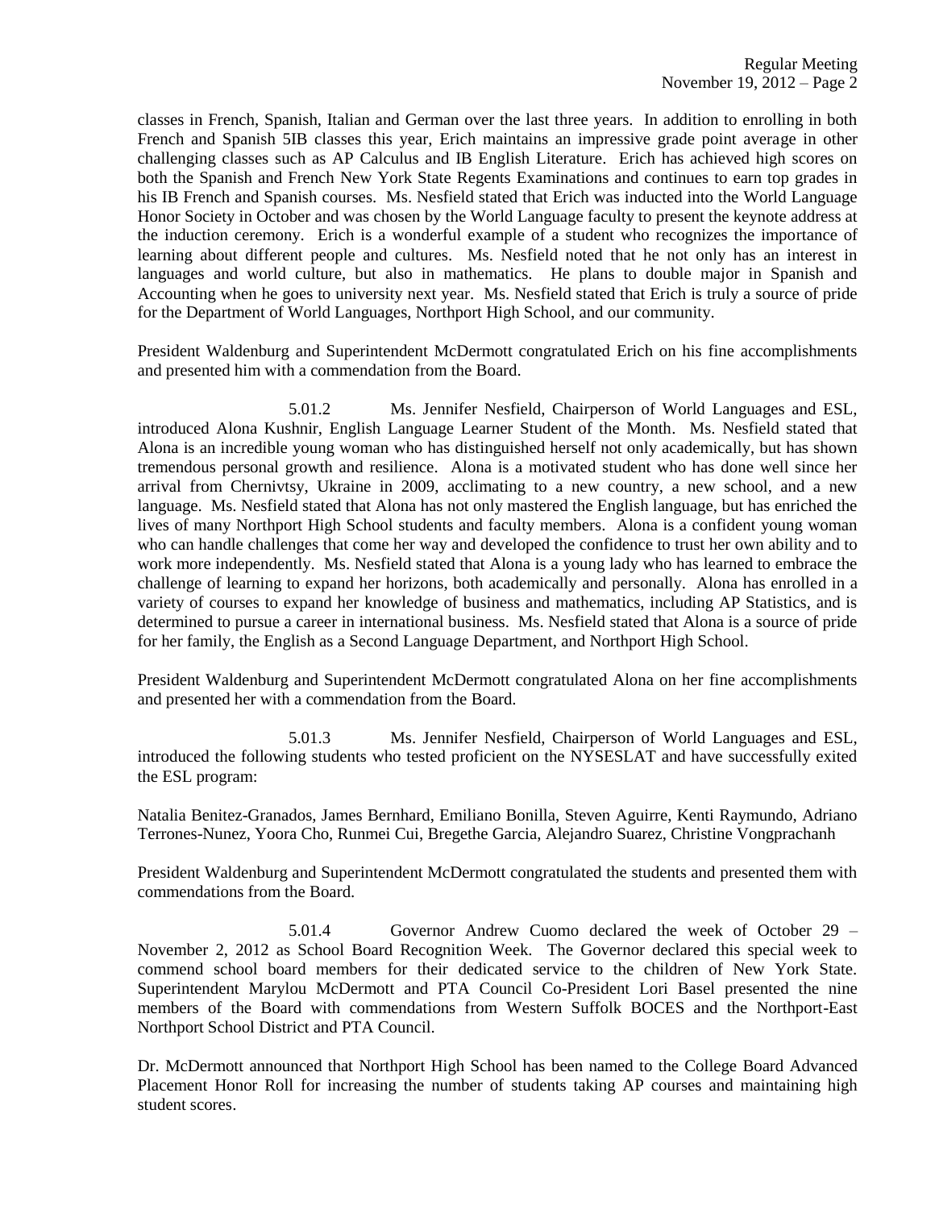classes in French, Spanish, Italian and German over the last three years. In addition to enrolling in both French and Spanish 5IB classes this year, Erich maintains an impressive grade point average in other challenging classes such as AP Calculus and IB English Literature. Erich has achieved high scores on both the Spanish and French New York State Regents Examinations and continues to earn top grades in his IB French and Spanish courses. Ms. Nesfield stated that Erich was inducted into the World Language Honor Society in October and was chosen by the World Language faculty to present the keynote address at the induction ceremony. Erich is a wonderful example of a student who recognizes the importance of learning about different people and cultures. Ms. Nesfield noted that he not only has an interest in languages and world culture, but also in mathematics. He plans to double major in Spanish and Accounting when he goes to university next year. Ms. Nesfield stated that Erich is truly a source of pride for the Department of World Languages, Northport High School, and our community.

President Waldenburg and Superintendent McDermott congratulated Erich on his fine accomplishments and presented him with a commendation from the Board.

5.01.2 Ms. Jennifer Nesfield, Chairperson of World Languages and ESL, introduced Alona Kushnir, English Language Learner Student of the Month. Ms. Nesfield stated that Alona is an incredible young woman who has distinguished herself not only academically, but has shown tremendous personal growth and resilience. Alona is a motivated student who has done well since her arrival from Chernivtsy, Ukraine in 2009, acclimating to a new country, a new school, and a new language. Ms. Nesfield stated that Alona has not only mastered the English language, but has enriched the lives of many Northport High School students and faculty members. Alona is a confident young woman who can handle challenges that come her way and developed the confidence to trust her own ability and to work more independently. Ms. Nesfield stated that Alona is a young lady who has learned to embrace the challenge of learning to expand her horizons, both academically and personally. Alona has enrolled in a variety of courses to expand her knowledge of business and mathematics, including AP Statistics, and is determined to pursue a career in international business. Ms. Nesfield stated that Alona is a source of pride for her family, the English as a Second Language Department, and Northport High School.

President Waldenburg and Superintendent McDermott congratulated Alona on her fine accomplishments and presented her with a commendation from the Board.

5.01.3 Ms. Jennifer Nesfield, Chairperson of World Languages and ESL, introduced the following students who tested proficient on the NYSESLAT and have successfully exited the ESL program:

Natalia Benitez-Granados, James Bernhard, Emiliano Bonilla, Steven Aguirre, Kenti Raymundo, Adriano Terrones-Nunez, Yoora Cho, Runmei Cui, Bregethe Garcia, Alejandro Suarez, Christine Vongprachanh

President Waldenburg and Superintendent McDermott congratulated the students and presented them with commendations from the Board.

5.01.4 Governor Andrew Cuomo declared the week of October 29 – November 2, 2012 as School Board Recognition Week. The Governor declared this special week to commend school board members for their dedicated service to the children of New York State. Superintendent Marylou McDermott and PTA Council Co-President Lori Basel presented the nine members of the Board with commendations from Western Suffolk BOCES and the Northport-East Northport School District and PTA Council.

Dr. McDermott announced that Northport High School has been named to the College Board Advanced Placement Honor Roll for increasing the number of students taking AP courses and maintaining high student scores.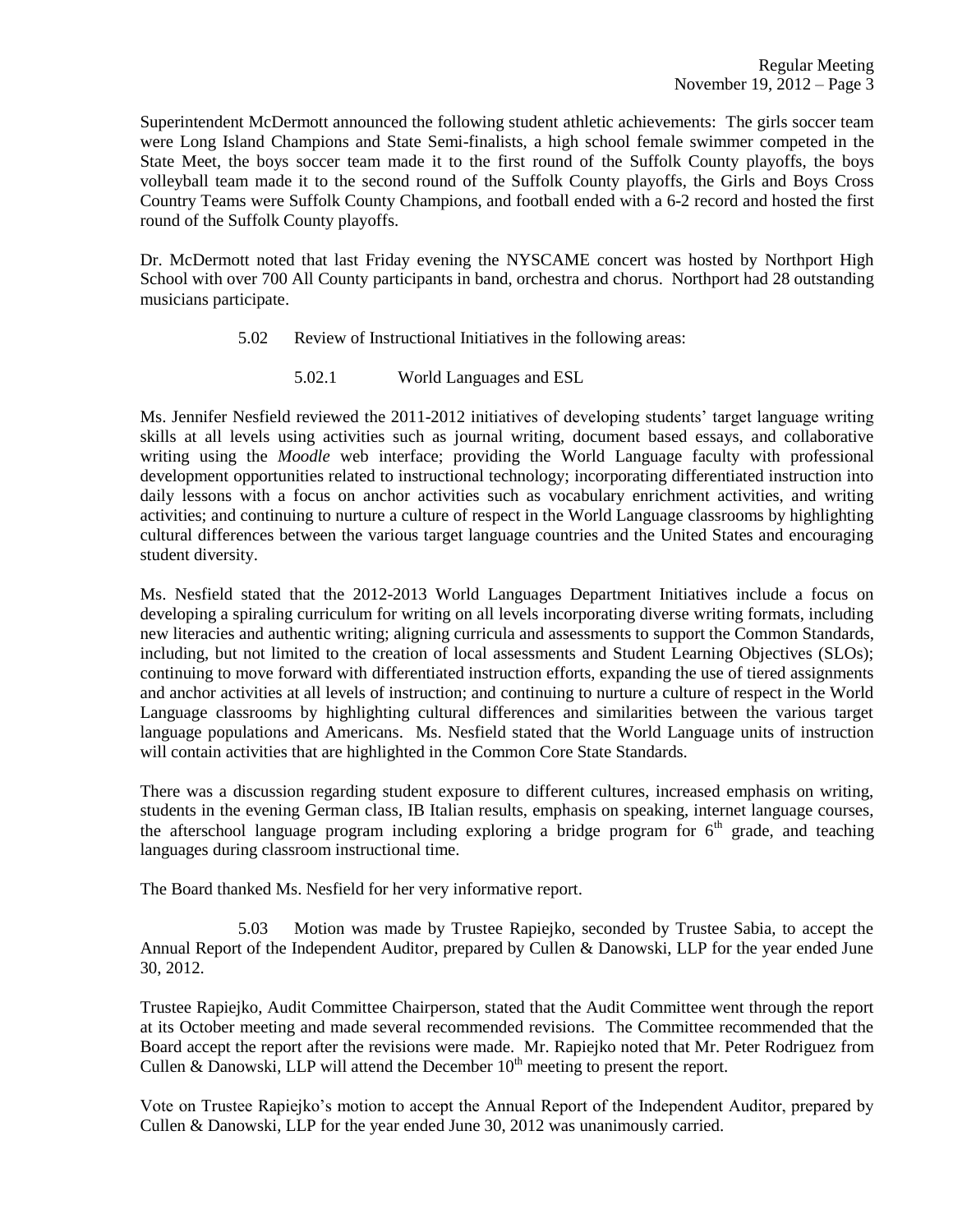Superintendent McDermott announced the following student athletic achievements: The girls soccer team were Long Island Champions and State Semi-finalists, a high school female swimmer competed in the State Meet, the boys soccer team made it to the first round of the Suffolk County playoffs, the boys volleyball team made it to the second round of the Suffolk County playoffs, the Girls and Boys Cross Country Teams were Suffolk County Champions, and football ended with a 6-2 record and hosted the first round of the Suffolk County playoffs.

Dr. McDermott noted that last Friday evening the NYSCAME concert was hosted by Northport High School with over 700 All County participants in band, orchestra and chorus. Northport had 28 outstanding musicians participate.

5.02 Review of Instructional Initiatives in the following areas:

5.02.1 World Languages and ESL

Ms. Jennifer Nesfield reviewed the 2011-2012 initiatives of developing students' target language writing skills at all levels using activities such as journal writing, document based essays, and collaborative writing using the *Moodle* web interface; providing the World Language faculty with professional development opportunities related to instructional technology; incorporating differentiated instruction into daily lessons with a focus on anchor activities such as vocabulary enrichment activities, and writing activities; and continuing to nurture a culture of respect in the World Language classrooms by highlighting cultural differences between the various target language countries and the United States and encouraging student diversity.

Ms. Nesfield stated that the 2012-2013 World Languages Department Initiatives include a focus on developing a spiraling curriculum for writing on all levels incorporating diverse writing formats, including new literacies and authentic writing; aligning curricula and assessments to support the Common Standards, including, but not limited to the creation of local assessments and Student Learning Objectives (SLOs); continuing to move forward with differentiated instruction efforts, expanding the use of tiered assignments and anchor activities at all levels of instruction; and continuing to nurture a culture of respect in the World Language classrooms by highlighting cultural differences and similarities between the various target language populations and Americans. Ms. Nesfield stated that the World Language units of instruction will contain activities that are highlighted in the Common Core State Standards.

There was a discussion regarding student exposure to different cultures, increased emphasis on writing, students in the evening German class, IB Italian results, emphasis on speaking, internet language courses, the afterschool language program including exploring a bridge program for 6th grade, and teaching languages during classroom instructional time.

The Board thanked Ms. Nesfield for her very informative report.

5.03 Motion was made by Trustee Rapiejko, seconded by Trustee Sabia, to accept the Annual Report of the Independent Auditor, prepared by Cullen & Danowski, LLP for the year ended June 30, 2012.

Trustee Rapiejko, Audit Committee Chairperson, stated that the Audit Committee went through the report at its October meeting and made several recommended revisions. The Committee recommended that the Board accept the report after the revisions were made. Mr. Rapiejko noted that Mr. Peter Rodriguez from Cullen & Danowski, LLP will attend the December 10th meeting to present the report.

Vote on Trustee Rapiejko's motion to accept the Annual Report of the Independent Auditor, prepared by Cullen & Danowski, LLP for the year ended June 30, 2012 was unanimously carried.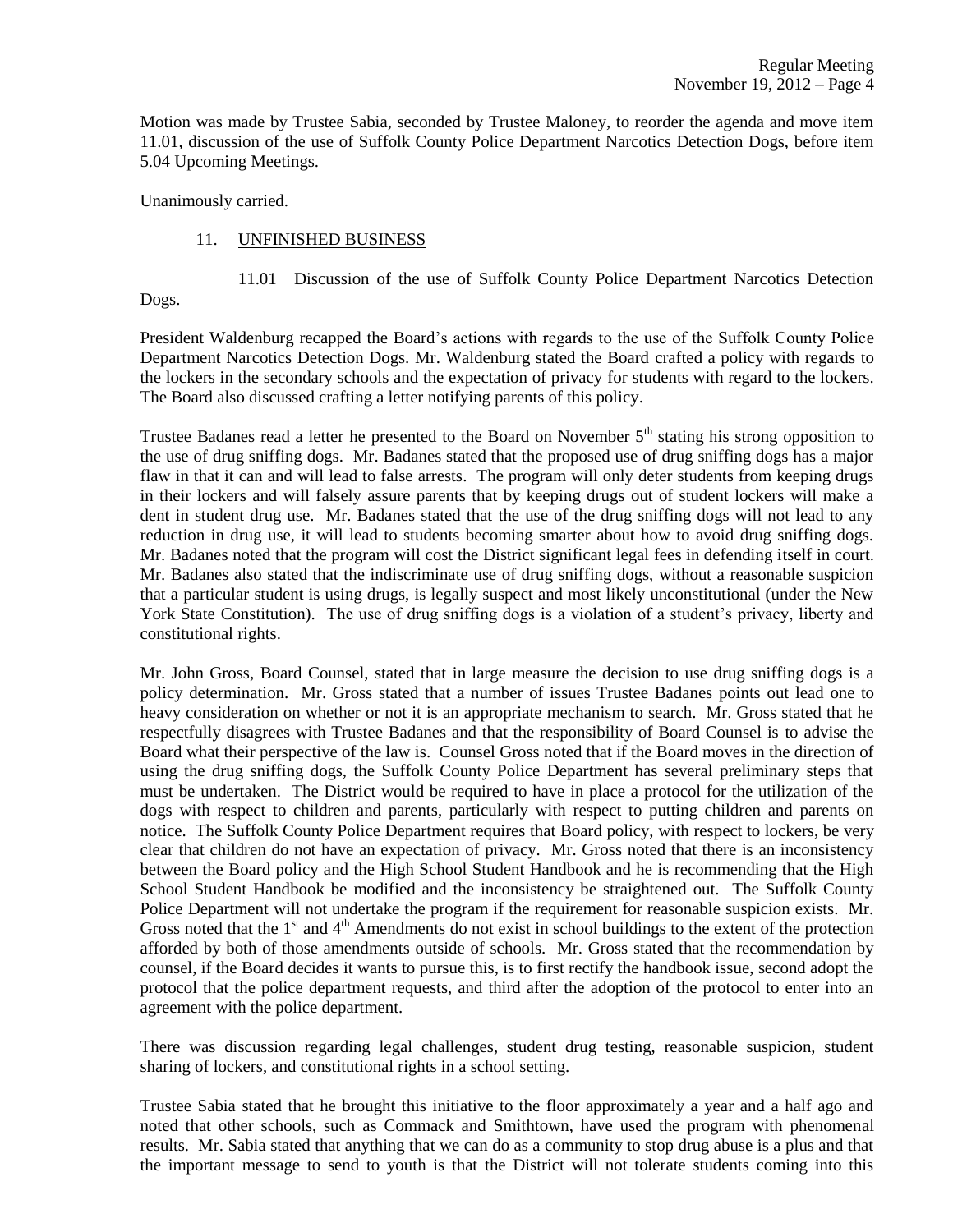Motion was made by Trustee Sabia, seconded by Trustee Maloney, to reorder the agenda and move item 11.01, discussion of the use of Suffolk County Police Department Narcotics Detection Dogs, before item 5.04 Upcoming Meetings.

Unanimously carried.

11. UNFINISHED BUSINESS

11.01 Discussion of the use of Suffolk County Police Department Narcotics Detection Dogs.

President Waldenburg recapped the Board's actions with regards to the use of the Suffolk County Police Department Narcotics Detection Dogs. Mr. Waldenburg stated the Board crafted a policy with regards to the lockers in the secondary schools and the expectation of privacy for students with regard to the lockers. The Board also discussed crafting a letter notifying parents of this policy.

Trustee Badanes read a letter he presented to the Board on November 5th stating his strong opposition to the use of drug sniffing dogs. Mr. Badanes stated that the proposed use of drug sniffing dogs has a major flaw in that it can and will lead to false arrests. The program will only deter students from keeping drugs in their lockers and will falsely assure parents that by keeping drugs out of student lockers will make a dent in student drug use. Mr. Badanes stated that the use of the drug sniffing dogs will not lead to any reduction in drug use, it will lead to students becoming smarter about how to avoid drug sniffing dogs. Mr. Badanes noted that the program will cost the District significant legal fees in defending itself in court. Mr. Badanes also stated that the indiscriminate use of drug sniffing dogs, without a reasonable suspicion that a particular student is using drugs, is legally suspect and most likely unconstitutional (under the New York State Constitution). The use of drug sniffing dogs is a violation of a student's privacy, liberty and constitutional rights.

Mr. John Gross, Board Counsel, stated that in large measure the decision to use drug sniffing dogs is a policy determination. Mr. Gross stated that a number of issues Trustee Badanes points out lead one to heavy consideration on whether or not it is an appropriate mechanism to search. Mr. Gross stated that he respectfully disagrees with Trustee Badanes and that the responsibility of Board Counsel is to advise the Board what their perspective of the law is. Counsel Gross noted that if the Board moves in the direction of using the drug sniffing dogs, the Suffolk County Police Department has several preliminary steps that must be undertaken. The District would be required to have in place a protocol for the utilization of the dogs with respect to children and parents, particularly with respect to putting children and parents on notice. The Suffolk County Police Department requires that Board policy, with respect to lockers, be very clear that children do not have an expectation of privacy. Mr. Gross noted that there is an inconsistency between the Board policy and the High School Student Handbook and he is recommending that the High School Student Handbook be modified and the inconsistency be straightened out. The Suffolk County Police Department will not undertake the program if the requirement for reasonable suspicion exists. Mr. Gross noted that the 1st and 4th Amendments do not exist in school buildings to the extent of the protection afforded by both of those amendments outside of schools. Mr. Gross stated that the recommendation by counsel, if the Board decides it wants to pursue this, is to first rectify the handbook issue, second adopt the protocol that the police department requests, and third after the adoption of the protocol to enter into an agreement with the police department.

There was discussion regarding legal challenges, student drug testing, reasonable suspicion, student sharing of lockers, and constitutional rights in a school setting.

Trustee Sabia stated that he brought this initiative to the floor approximately a year and a half ago and noted that other schools, such as Commack and Smithtown, have used the program with phenomenal results. Mr. Sabia stated that anything that we can do as a community to stop drug abuse is a plus and that the important message to send to youth is that the District will not tolerate students coming into this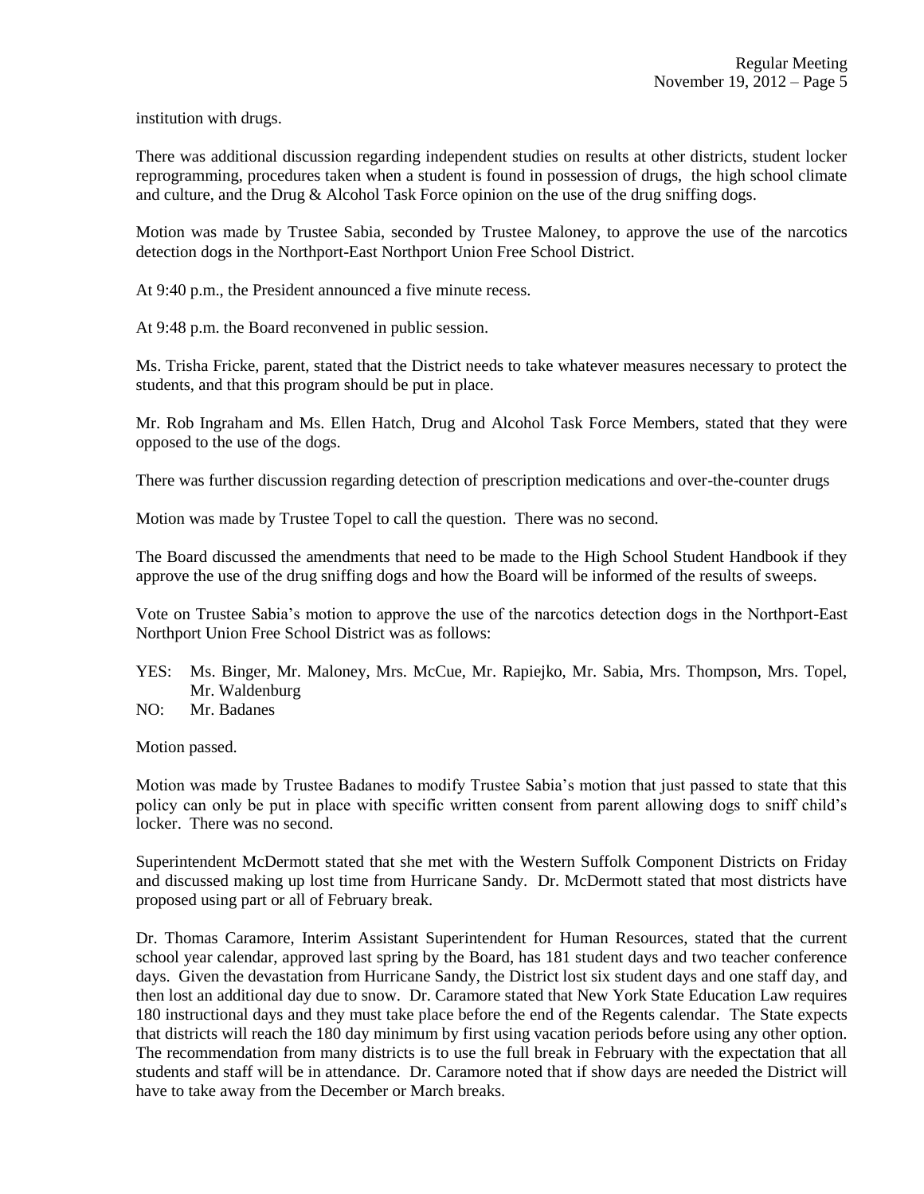institution with drugs.

There was additional discussion regarding independent studies on results at other districts, student locker reprogramming, procedures taken when a student is found in possession of drugs, the high school climate and culture, and the Drug & Alcohol Task Force opinion on the use of the drug sniffing dogs.

Motion was made by Trustee Sabia, seconded by Trustee Maloney, to approve the use of the narcotics detection dogs in the Northport-East Northport Union Free School District.

At 9:40 p.m., the President announced a five minute recess.

At 9:48 p.m. the Board reconvened in public session.

Ms. Trisha Fricke, parent, stated that the District needs to take whatever measures necessary to protect the students, and that this program should be put in place.

Mr. Rob Ingraham and Ms. Ellen Hatch, Drug and Alcohol Task Force Members, stated that they were opposed to the use of the dogs.

There was further discussion regarding detection of prescription medications and over-the-counter drugs

Motion was made by Trustee Topel to call the question. There was no second.

The Board discussed the amendments that need to be made to the High School Student Handbook if they approve the use of the drug sniffing dogs and how the Board will be informed of the results of sweeps.

Vote on Trustee Sabia's motion to approve the use of the narcotics detection dogs in the Northport-East Northport Union Free School District was as follows:

YES: Ms. Binger, Mr. Maloney, Mrs. McCue, Mr. Rapiejko, Mr. Sabia, Mrs. Thompson, Mrs. Topel, Mr. Waldenburg
NO: Mr. Badanes

Motion passed.

Motion was made by Trustee Badanes to modify Trustee Sabia's motion that just passed to state that this policy can only be put in place with specific written consent from parent allowing dogs to sniff child's locker. There was no second.

Superintendent McDermott stated that she met with the Western Suffolk Component Districts on Friday and discussed making up lost time from Hurricane Sandy. Dr. McDermott stated that most districts have proposed using part or all of February break.

Dr. Thomas Caramore, Interim Assistant Superintendent for Human Resources, stated that the current school year calendar, approved last spring by the Board, has 181 student days and two teacher conference days. Given the devastation from Hurricane Sandy, the District lost six student days and one staff day, and then lost an additional day due to snow. Dr. Caramore stated that New York State Education Law requires 180 instructional days and they must take place before the end of the Regents calendar. The State expects that districts will reach the 180 day minimum by first using vacation periods before using any other option. The recommendation from many districts is to use the full break in February with the expectation that all students and staff will be in attendance. Dr. Caramore noted that if show days are needed the District will have to take away from the December or March breaks.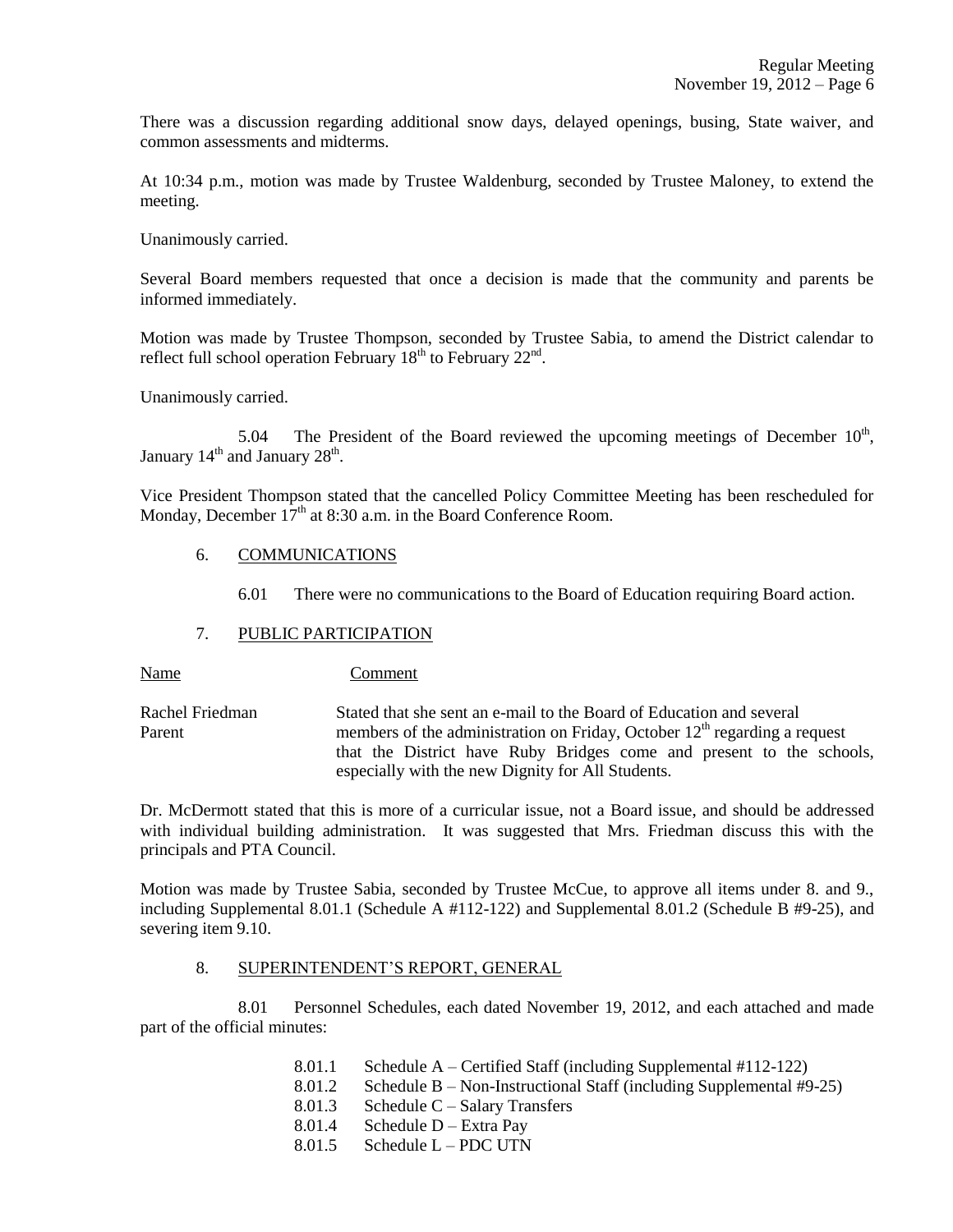There was a discussion regarding additional snow days, delayed openings, busing, State waiver, and common assessments and midterms.

At 10:34 p.m., motion was made by Trustee Waldenburg, seconded by Trustee Maloney, to extend the meeting.

Unanimously carried.

Several Board members requested that once a decision is made that the community and parents be informed immediately.

Motion was made by Trustee Thompson, seconded by Trustee Sabia, to amend the District calendar to reflect full school operation February 18th to February 22nd.

Unanimously carried.

5.04 The President of the Board reviewed the upcoming meetings of December 10th, January 14th and January 28th.

Vice President Thompson stated that the cancelled Policy Committee Meeting has been rescheduled for Monday, December 17th at 8:30 a.m. in the Board Conference Room.

6. COMMUNICATIONS

6.01 There were no communications to the Board of Education requiring Board action.

7. PUBLIC PARTICIPATION

| Name | Comment |
|---|---|
| Rachel Friedman<br>Parent | Stated that she sent an e-mail to the Board of Education and several members of the administration on Friday, October 12th regarding a request that the District have Ruby Bridges come and present to the schools, especially with the new Dignity for All Students. |

Dr. McDermott stated that this is more of a curricular issue, not a Board issue, and should be addressed with individual building administration. It was suggested that Mrs. Friedman discuss this with the principals and PTA Council.

Motion was made by Trustee Sabia, seconded by Trustee McCue, to approve all items under 8. and 9., including Supplemental 8.01.1 (Schedule A #112-122) and Supplemental 8.01.2 (Schedule B #9-25), and severing item 9.10.

8. SUPERINTENDENT'S REPORT, GENERAL

8.01 Personnel Schedules, each dated November 19, 2012, and each attached and made part of the official minutes:

- 8.01.1 Schedule A – Certified Staff (including Supplemental #112-122)
- 8.01.2 Schedule B – Non-Instructional Staff (including Supplemental #9-25)
- 8.01.3 Schedule C – Salary Transfers
- 8.01.4 Schedule D – Extra Pay
- 8.01.5 Schedule L – PDC UTN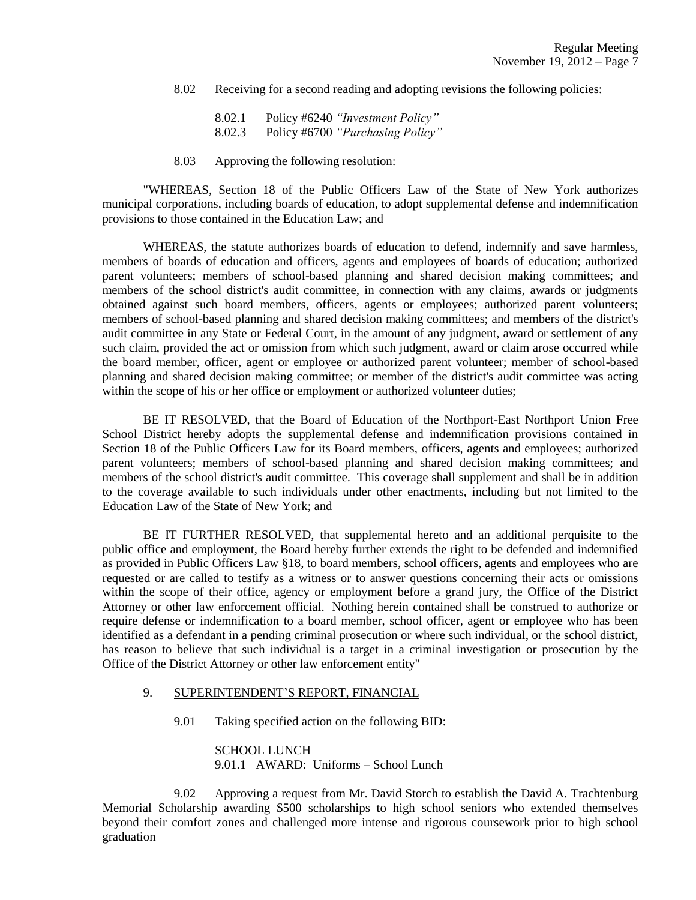8.02 Receiving for a second reading and adopting revisions the following policies:

8.02.1 Policy #6240 *"Investment Policy"*
8.02.3 Policy #6700 *"Purchasing Policy"*

8.03 Approving the following resolution:

"WHEREAS, Section 18 of the Public Officers Law of the State of New York authorizes municipal corporations, including boards of education, to adopt supplemental defense and indemnification provisions to those contained in the Education Law; and

WHEREAS, the statute authorizes boards of education to defend, indemnify and save harmless, members of boards of education and officers, agents and employees of boards of education; authorized parent volunteers; members of school-based planning and shared decision making committees; and members of the school district's audit committee, in connection with any claims, awards or judgments obtained against such board members, officers, agents or employees; authorized parent volunteers; members of school-based planning and shared decision making committees; and members of the district's audit committee in any State or Federal Court, in the amount of any judgment, award or settlement of any such claim, provided the act or omission from which such judgment, award or claim arose occurred while the board member, officer, agent or employee or authorized parent volunteer; member of school-based planning and shared decision making committee; or member of the district's audit committee was acting within the scope of his or her office or employment or authorized volunteer duties;

BE IT RESOLVED, that the Board of Education of the Northport-East Northport Union Free School District hereby adopts the supplemental defense and indemnification provisions contained in Section 18 of the Public Officers Law for its Board members, officers, agents and employees; authorized parent volunteers; members of school-based planning and shared decision making committees; and members of the school district's audit committee. This coverage shall supplement and shall be in addition to the coverage available to such individuals under other enactments, including but not limited to the Education Law of the State of New York; and

BE IT FURTHER RESOLVED, that supplemental hereto and an additional perquisite to the public office and employment, the Board hereby further extends the right to be defended and indemnified as provided in Public Officers Law §18, to board members, school officers, agents and employees who are requested or are called to testify as a witness or to answer questions concerning their acts or omissions within the scope of their office, agency or employment before a grand jury, the Office of the District Attorney or other law enforcement official. Nothing herein contained shall be construed to authorize or require defense or indemnification to a board member, school officer, agent or employee who has been identified as a defendant in a pending criminal prosecution or where such individual, or the school district, has reason to believe that such individual is a target in a criminal investigation or prosecution by the Office of the District Attorney or other law enforcement entity"

9. <u>SUPERINTENDENT'S REPORT, FINANCIAL</u>

9.01 Taking specified action on the following BID:

SCHOOL LUNCH
9.01.1 AWARD: Uniforms – School Lunch

9.02 Approving a request from Mr. David Storch to establish the David A. Trachtenburg Memorial Scholarship awarding $500 scholarships to high school seniors who extended themselves beyond their comfort zones and challenged more intense and rigorous coursework prior to high school graduation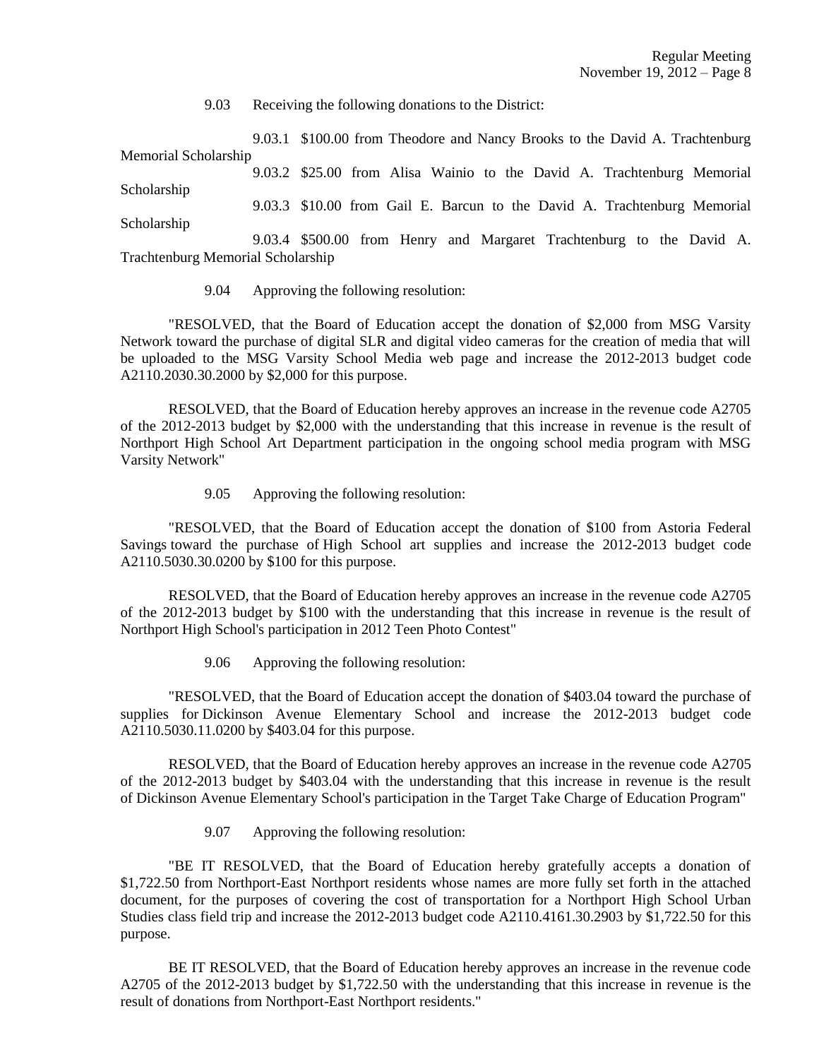9.03 Receiving the following donations to the District:

9.03.1 $100.00 from Theodore and Nancy Brooks to the David A. Trachtenburg Memorial Scholarship

9.03.2 $25.00 from Alisa Wainio to the David A. Trachtenburg Memorial Scholarship

9.03.3 $10.00 from Gail E. Barcun to the David A. Trachtenburg Memorial Scholarship

9.03.4 $500.00 from Henry and Margaret Trachtenburg to the David A. Trachtenburg Memorial Scholarship

9.04 Approving the following resolution:

"RESOLVED, that the Board of Education accept the donation of $2,000 from MSG Varsity Network toward the purchase of digital SLR and digital video cameras for the creation of media that will be uploaded to the MSG Varsity School Media web page and increase the 2012-2013 budget code A2110.2030.30.2000 by $2,000 for this purpose.

RESOLVED, that the Board of Education hereby approves an increase in the revenue code A2705 of the 2012-2013 budget by $2,000 with the understanding that this increase in revenue is the result of Northport High School Art Department participation in the ongoing school media program with MSG Varsity Network"

9.05 Approving the following resolution:

"RESOLVED, that the Board of Education accept the donation of $100 from Astoria Federal Savings toward the purchase of High School art supplies and increase the 2012-2013 budget code A2110.5030.30.0200 by $100 for this purpose.

RESOLVED, that the Board of Education hereby approves an increase in the revenue code A2705 of the 2012-2013 budget by $100 with the understanding that this increase in revenue is the result of Northport High School's participation in 2012 Teen Photo Contest"

9.06 Approving the following resolution:

"RESOLVED, that the Board of Education accept the donation of $403.04 toward the purchase of supplies for Dickinson Avenue Elementary School and increase the 2012-2013 budget code A2110.5030.11.0200 by $403.04 for this purpose.

RESOLVED, that the Board of Education hereby approves an increase in the revenue code A2705 of the 2012-2013 budget by $403.04 with the understanding that this increase in revenue is the result of Dickinson Avenue Elementary School's participation in the Target Take Charge of Education Program"

9.07 Approving the following resolution:

"BE IT RESOLVED, that the Board of Education hereby gratefully accepts a donation of $1,722.50 from Northport-East Northport residents whose names are more fully set forth in the attached document, for the purposes of covering the cost of transportation for a Northport High School Urban Studies class field trip and increase the 2012-2013 budget code A2110.4161.30.2903 by $1,722.50 for this purpose.

BE IT RESOLVED, that the Board of Education hereby approves an increase in the revenue code A2705 of the 2012-2013 budget by $1,722.50 with the understanding that this increase in revenue is the result of donations from Northport-East Northport residents."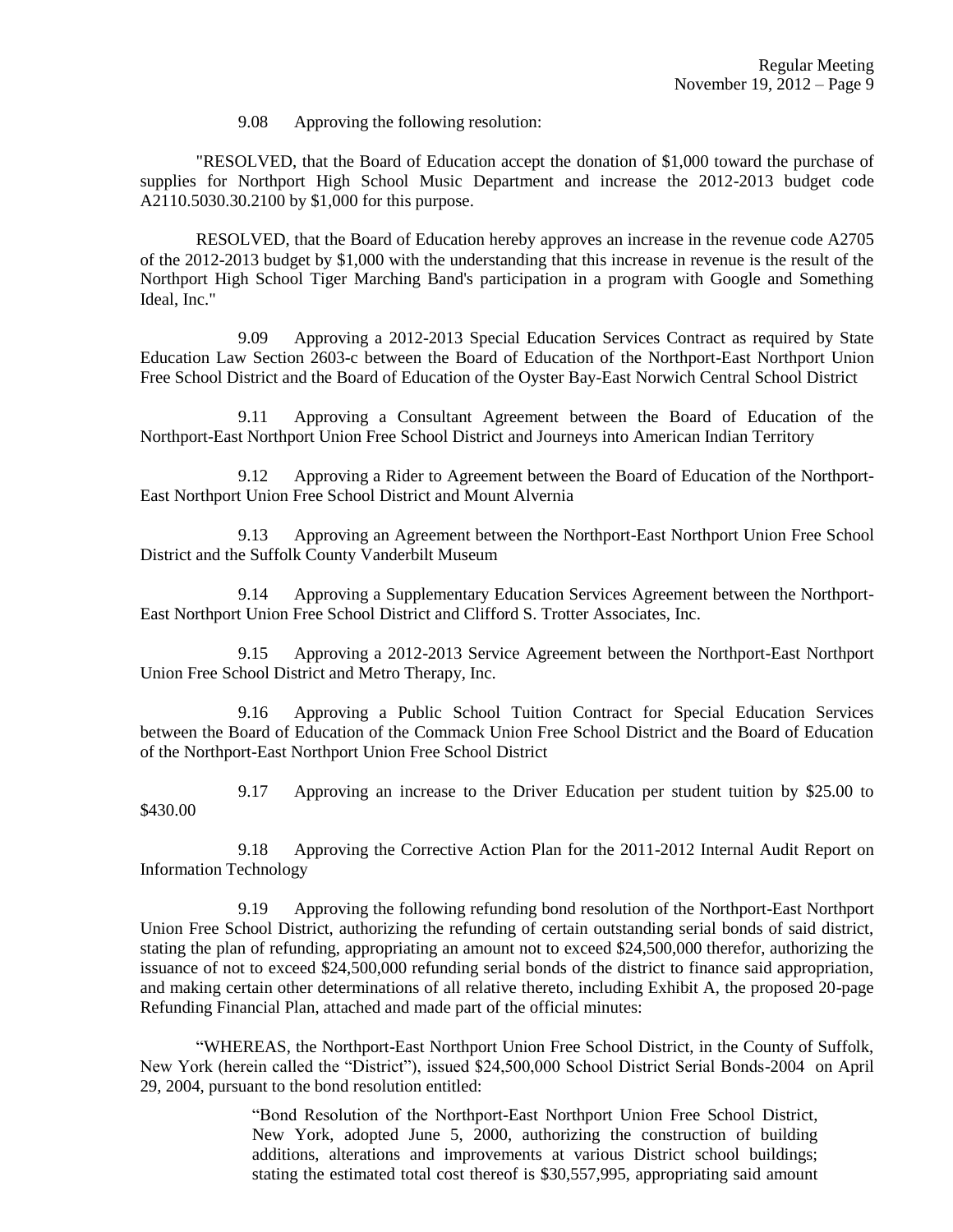9.08 Approving the following resolution:

"RESOLVED, that the Board of Education accept the donation of $1,000 toward the purchase of supplies for Northport High School Music Department and increase the 2012-2013 budget code A2110.5030.30.2100 by $1,000 for this purpose.

RESOLVED, that the Board of Education hereby approves an increase in the revenue code A2705 of the 2012-2013 budget by $1,000 with the understanding that this increase in revenue is the result of the Northport High School Tiger Marching Band's participation in a program with Google and Something Ideal, Inc."

9.09 Approving a 2012-2013 Special Education Services Contract as required by State Education Law Section 2603-c between the Board of Education of the Northport-East Northport Union Free School District and the Board of Education of the Oyster Bay-East Norwich Central School District

9.11 Approving a Consultant Agreement between the Board of Education of the Northport-East Northport Union Free School District and Journeys into American Indian Territory

9.12 Approving a Rider to Agreement between the Board of Education of the Northport-East Northport Union Free School District and Mount Alvernia

9.13 Approving an Agreement between the Northport-East Northport Union Free School District and the Suffolk County Vanderbilt Museum

9.14 Approving a Supplementary Education Services Agreement between the Northport-East Northport Union Free School District and Clifford S. Trotter Associates, Inc.

9.15 Approving a 2012-2013 Service Agreement between the Northport-East Northport Union Free School District and Metro Therapy, Inc.

9.16 Approving a Public School Tuition Contract for Special Education Services between the Board of Education of the Commack Union Free School District and the Board of Education of the Northport-East Northport Union Free School District

9.17 Approving an increase to the Driver Education per student tuition by $25.00 to $430.00

9.18 Approving the Corrective Action Plan for the 2011-2012 Internal Audit Report on Information Technology

9.19 Approving the following refunding bond resolution of the Northport-East Northport Union Free School District, authorizing the refunding of certain outstanding serial bonds of said district, stating the plan of refunding, appropriating an amount not to exceed $24,500,000 therefor, authorizing the issuance of not to exceed $24,500,000 refunding serial bonds of the district to finance said appropriation, and making certain other determinations of all relative thereto, including Exhibit A, the proposed 20-page Refunding Financial Plan, attached and made part of the official minutes:

"WHEREAS, the Northport-East Northport Union Free School District, in the County of Suffolk, New York (herein called the "District"), issued $24,500,000 School District Serial Bonds-2004 on April 29, 2004, pursuant to the bond resolution entitled:

> "Bond Resolution of the Northport-East Northport Union Free School District, New York, adopted June 5, 2000, authorizing the construction of building additions, alterations and improvements at various District school buildings; stating the estimated total cost thereof is $30,557,995, appropriating said amount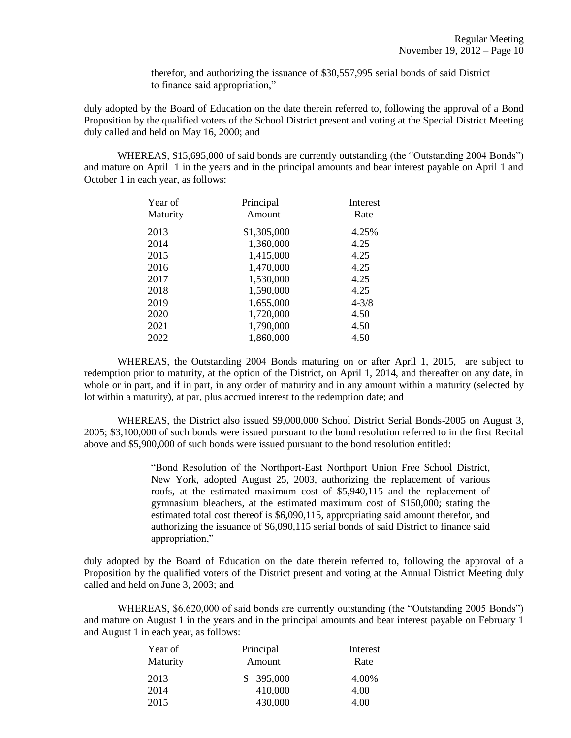therefor, and authorizing the issuance of $30,557,995 serial bonds of said District to finance said appropriation,"

duly adopted by the Board of Education on the date therein referred to, following the approval of a Bond Proposition by the qualified voters of the School District present and voting at the Special District Meeting duly called and held on May 16, 2000; and

WHEREAS, $15,695,000 of said bonds are currently outstanding (the "Outstanding 2004 Bonds") and mature on April 1 in the years and in the principal amounts and bear interest payable on April 1 and October 1 in each year, as follows:

| Year of Maturity | Principal Amount | Interest Rate |
|---|---|---|
| 2013 | $1,305,000 | 4.25% |
| 2014 | 1,360,000 | 4.25 |
| 2015 | 1,415,000 | 4.25 |
| 2016 | 1,470,000 | 4.25 |
| 2017 | 1,530,000 | 4.25 |
| 2018 | 1,590,000 | 4.25 |
| 2019 | 1,655,000 | 4-3/8 |
| 2020 | 1,720,000 | 4.50 |
| 2021 | 1,790,000 | 4.50 |
| 2022 | 1,860,000 | 4.50 |

WHEREAS, the Outstanding 2004 Bonds maturing on or after April 1, 2015, are subject to redemption prior to maturity, at the option of the District, on April 1, 2014, and thereafter on any date, in whole or in part, and if in part, in any order of maturity and in any amount within a maturity (selected by lot within a maturity), at par, plus accrued interest to the redemption date; and

WHEREAS, the District also issued $9,000,000 School District Serial Bonds-2005 on August 3, 2005; $3,100,000 of such bonds were issued pursuant to the bond resolution referred to in the first Recital above and $5,900,000 of such bonds were issued pursuant to the bond resolution entitled:

> "Bond Resolution of the Northport-East Northport Union Free School District, New York, adopted August 25, 2003, authorizing the replacement of various roofs, at the estimated maximum cost of $5,940,115 and the replacement of gymnasium bleachers, at the estimated maximum cost of $150,000; stating the estimated total cost thereof is $6,090,115, appropriating said amount therefor, and authorizing the issuance of $6,090,115 serial bonds of said District to finance said appropriation,"

duly adopted by the Board of Education on the date therein referred to, following the approval of a Proposition by the qualified voters of the District present and voting at the Annual District Meeting duly called and held on June 3, 2003; and

WHEREAS, $6,620,000 of said bonds are currently outstanding (the "Outstanding 2005 Bonds") and mature on August 1 in the years and in the principal amounts and bear interest payable on February 1 and August 1 in each year, as follows:

| Year of Maturity | Principal Amount | Interest Rate |
|---|---|---|
| 2013 | $ 395,000 | 4.00% |
| 2014 | 410,000 | 4.00 |
| 2015 | 430,000 | 4.00 |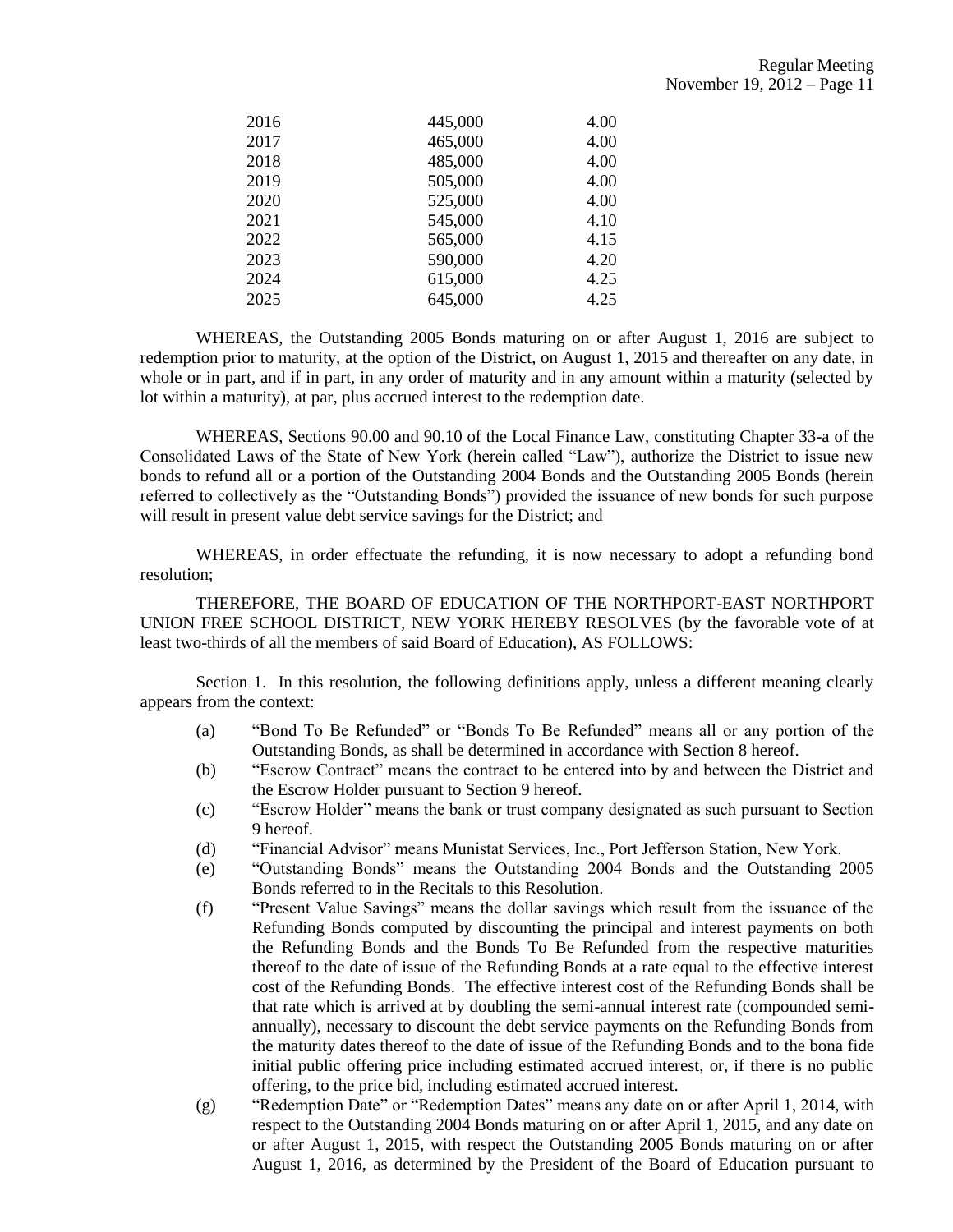| | | |
|---|---|---|
| 2016 | 445,000 | 4.00 |
| 2017 | 465,000 | 4.00 |
| 2018 | 485,000 | 4.00 |
| 2019 | 505,000 | 4.00 |
| 2020 | 525,000 | 4.00 |
| 2021 | 545,000 | 4.10 |
| 2022 | 565,000 | 4.15 |
| 2023 | 590,000 | 4.20 |
| 2024 | 615,000 | 4.25 |
| 2025 | 645,000 | 4.25 |

WHEREAS, the Outstanding 2005 Bonds maturing on or after August 1, 2016 are subject to redemption prior to maturity, at the option of the District, on August 1, 2015 and thereafter on any date, in whole or in part, and if in part, in any order of maturity and in any amount within a maturity (selected by lot within a maturity), at par, plus accrued interest to the redemption date.

WHEREAS, Sections 90.00 and 90.10 of the Local Finance Law, constituting Chapter 33-a of the Consolidated Laws of the State of New York (herein called "Law"), authorize the District to issue new bonds to refund all or a portion of the Outstanding 2004 Bonds and the Outstanding 2005 Bonds (herein referred to collectively as the "Outstanding Bonds") provided the issuance of new bonds for such purpose will result in present value debt service savings for the District; and

WHEREAS, in order effectuate the refunding, it is now necessary to adopt a refunding bond resolution;

THEREFORE, THE BOARD OF EDUCATION OF THE NORTHPORT-EAST NORTHPORT UNION FREE SCHOOL DISTRICT, NEW YORK HEREBY RESOLVES (by the favorable vote of at least two-thirds of all the members of said Board of Education), AS FOLLOWS:

Section 1. In this resolution, the following definitions apply, unless a different meaning clearly appears from the context:

(a) "Bond To Be Refunded" or "Bonds To Be Refunded" means all or any portion of the Outstanding Bonds, as shall be determined in accordance with Section 8 hereof.

(b) "Escrow Contract" means the contract to be entered into by and between the District and the Escrow Holder pursuant to Section 9 hereof.

(c) "Escrow Holder" means the bank or trust company designated as such pursuant to Section 9 hereof.

(d) "Financial Advisor" means Munistat Services, Inc., Port Jefferson Station, New York.

(e) "Outstanding Bonds" means the Outstanding 2004 Bonds and the Outstanding 2005 Bonds referred to in the Recitals to this Resolution.

(f) "Present Value Savings" means the dollar savings which result from the issuance of the Refunding Bonds computed by discounting the principal and interest payments on both the Refunding Bonds and the Bonds To Be Refunded from the respective maturities thereof to the date of issue of the Refunding Bonds at a rate equal to the effective interest cost of the Refunding Bonds. The effective interest cost of the Refunding Bonds shall be that rate which is arrived at by doubling the semi-annual interest rate (compounded semi-annually), necessary to discount the debt service payments on the Refunding Bonds from the maturity dates thereof to the date of issue of the Refunding Bonds and to the bona fide initial public offering price including estimated accrued interest, or, if there is no public offering, to the price bid, including estimated accrued interest.

(g) "Redemption Date" or "Redemption Dates" means any date on or after April 1, 2014, with respect to the Outstanding 2004 Bonds maturing on or after April 1, 2015, and any date on or after August 1, 2015, with respect the Outstanding 2005 Bonds maturing on or after August 1, 2016, as determined by the President of the Board of Education pursuant to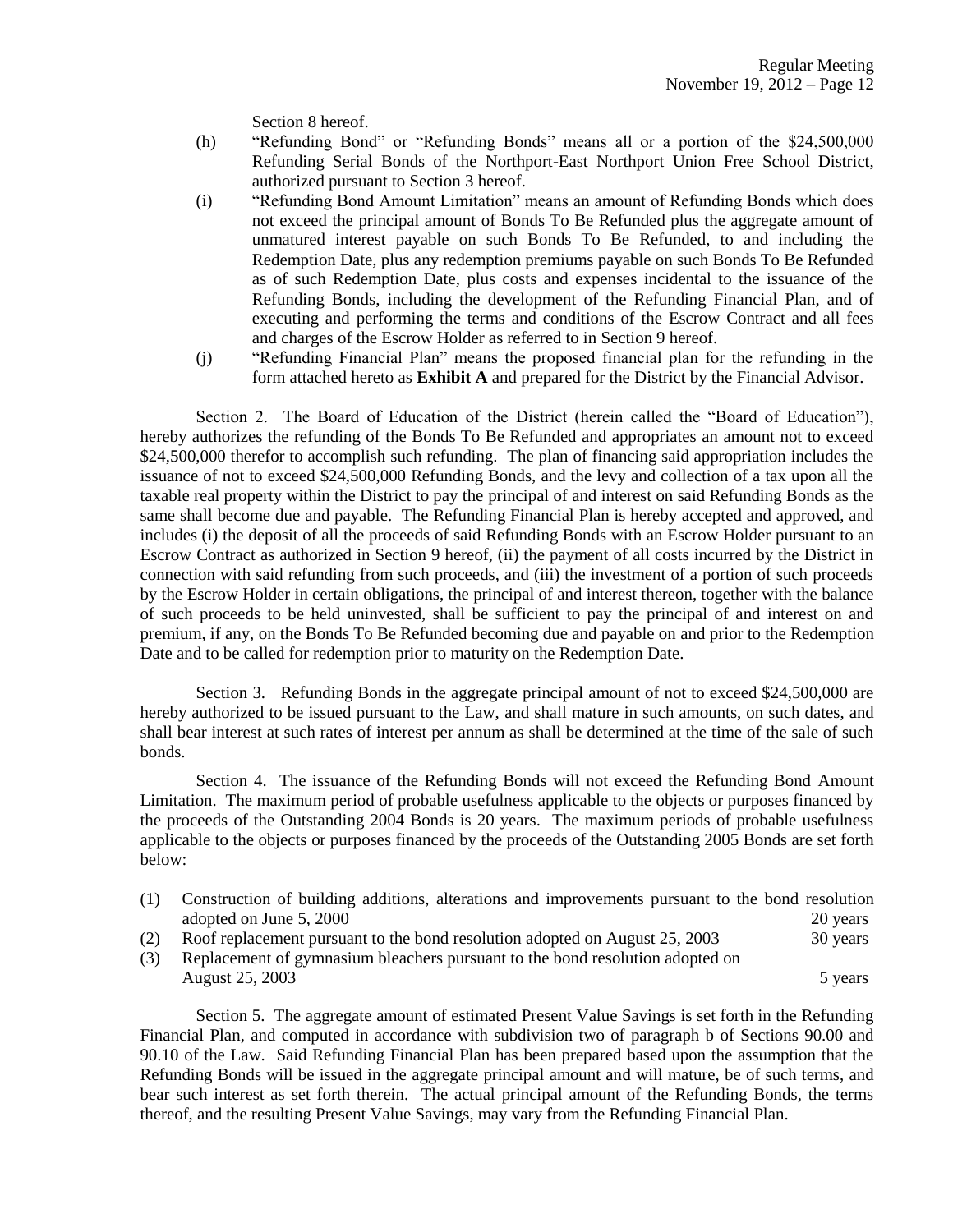Section 8 hereof.

(h) "Refunding Bond" or "Refunding Bonds" means all or a portion of the $24,500,000 Refunding Serial Bonds of the Northport-East Northport Union Free School District, authorized pursuant to Section 3 hereof.

(i) "Refunding Bond Amount Limitation" means an amount of Refunding Bonds which does not exceed the principal amount of Bonds To Be Refunded plus the aggregate amount of unmatured interest payable on such Bonds To Be Refunded, to and including the Redemption Date, plus any redemption premiums payable on such Bonds To Be Refunded as of such Redemption Date, plus costs and expenses incidental to the issuance of the Refunding Bonds, including the development of the Refunding Financial Plan, and of executing and performing the terms and conditions of the Escrow Contract and all fees and charges of the Escrow Holder as referred to in Section 9 hereof.

(j) "Refunding Financial Plan" means the proposed financial plan for the refunding in the form attached hereto as **Exhibit A** and prepared for the District by the Financial Advisor.

Section 2. The Board of Education of the District (herein called the "Board of Education"), hereby authorizes the refunding of the Bonds To Be Refunded and appropriates an amount not to exceed $24,500,000 therefor to accomplish such refunding. The plan of financing said appropriation includes the issuance of not to exceed $24,500,000 Refunding Bonds, and the levy and collection of a tax upon all the taxable real property within the District to pay the principal of and interest on said Refunding Bonds as the same shall become due and payable. The Refunding Financial Plan is hereby accepted and approved, and includes (i) the deposit of all the proceeds of said Refunding Bonds with an Escrow Holder pursuant to an Escrow Contract as authorized in Section 9 hereof, (ii) the payment of all costs incurred by the District in connection with said refunding from such proceeds, and (iii) the investment of a portion of such proceeds by the Escrow Holder in certain obligations, the principal of and interest thereon, together with the balance of such proceeds to be held uninvested, shall be sufficient to pay the principal of and interest on and premium, if any, on the Bonds To Be Refunded becoming due and payable on and prior to the Redemption Date and to be called for redemption prior to maturity on the Redemption Date.

Section 3. Refunding Bonds in the aggregate principal amount of not to exceed $24,500,000 are hereby authorized to be issued pursuant to the Law, and shall mature in such amounts, on such dates, and shall bear interest at such rates of interest per annum as shall be determined at the time of the sale of such bonds.

Section 4. The issuance of the Refunding Bonds will not exceed the Refunding Bond Amount Limitation. The maximum period of probable usefulness applicable to the objects or purposes financed by the proceeds of the Outstanding 2004 Bonds is 20 years. The maximum periods of probable usefulness applicable to the objects or purposes financed by the proceeds of the Outstanding 2005 Bonds are set forth below:

| | | |
|---|---|---|
| (1) | Construction of building additions, alterations and improvements pursuant to the bond resolution adopted on June 5, 2000 | 20 years |
| (2) | Roof replacement pursuant to the bond resolution adopted on August 25, 2003 | 30 years |
| (3) | Replacement of gymnasium bleachers pursuant to the bond resolution adopted on August 25, 2003 | 5 years |

Section 5. The aggregate amount of estimated Present Value Savings is set forth in the Refunding Financial Plan, and computed in accordance with subdivision two of paragraph b of Sections 90.00 and 90.10 of the Law. Said Refunding Financial Plan has been prepared based upon the assumption that the Refunding Bonds will be issued in the aggregate principal amount and will mature, be of such terms, and bear such interest as set forth therein. The actual principal amount of the Refunding Bonds, the terms thereof, and the resulting Present Value Savings, may vary from the Refunding Financial Plan.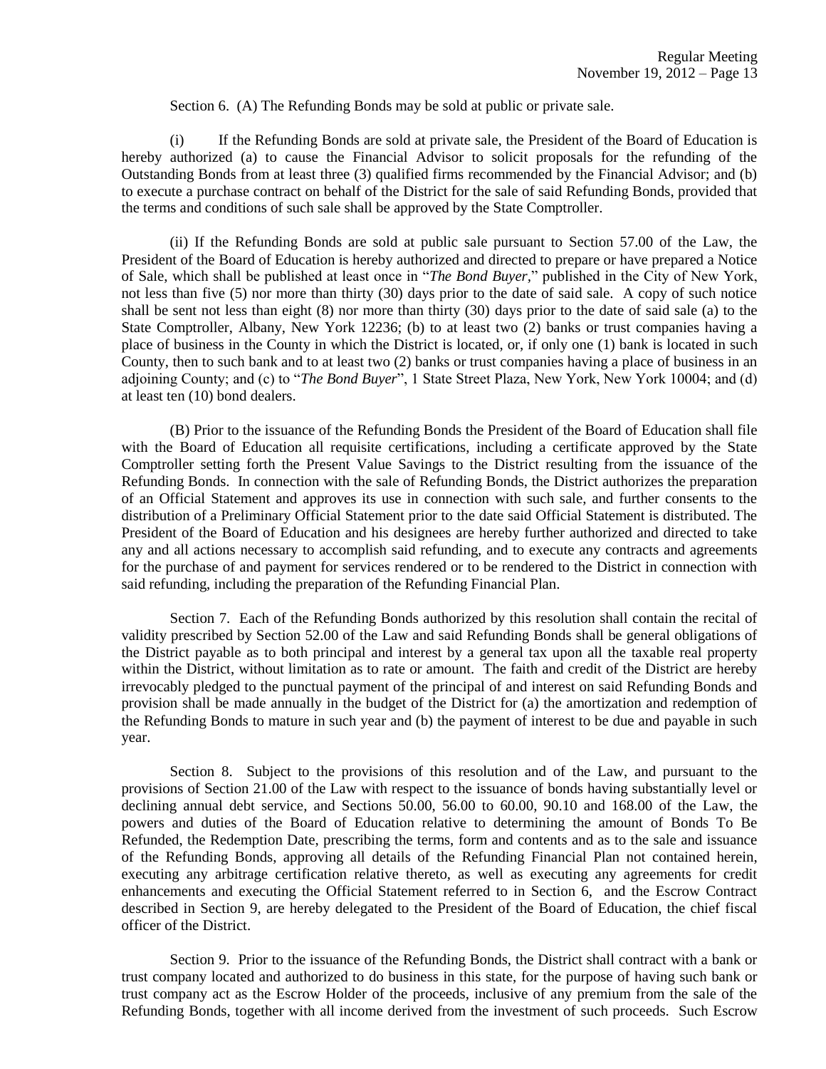Section 6. (A) The Refunding Bonds may be sold at public or private sale.

(i) If the Refunding Bonds are sold at private sale, the President of the Board of Education is hereby authorized (a) to cause the Financial Advisor to solicit proposals for the refunding of the Outstanding Bonds from at least three (3) qualified firms recommended by the Financial Advisor; and (b) to execute a purchase contract on behalf of the District for the sale of said Refunding Bonds, provided that the terms and conditions of such sale shall be approved by the State Comptroller.

(ii) If the Refunding Bonds are sold at public sale pursuant to Section 57.00 of the Law, the President of the Board of Education is hereby authorized and directed to prepare or have prepared a Notice of Sale, which shall be published at least once in "*The Bond Buyer*," published in the City of New York, not less than five (5) nor more than thirty (30) days prior to the date of said sale. A copy of such notice shall be sent not less than eight (8) nor more than thirty (30) days prior to the date of said sale (a) to the State Comptroller, Albany, New York 12236; (b) to at least two (2) banks or trust companies having a place of business in the County in which the District is located, or, if only one (1) bank is located in such County, then to such bank and to at least two (2) banks or trust companies having a place of business in an adjoining County; and (c) to "*The Bond Buyer*", 1 State Street Plaza, New York, New York 10004; and (d) at least ten (10) bond dealers.

(B) Prior to the issuance of the Refunding Bonds the President of the Board of Education shall file with the Board of Education all requisite certifications, including a certificate approved by the State Comptroller setting forth the Present Value Savings to the District resulting from the issuance of the Refunding Bonds. In connection with the sale of Refunding Bonds, the District authorizes the preparation of an Official Statement and approves its use in connection with such sale, and further consents to the distribution of a Preliminary Official Statement prior to the date said Official Statement is distributed. The President of the Board of Education and his designees are hereby further authorized and directed to take any and all actions necessary to accomplish said refunding, and to execute any contracts and agreements for the purchase of and payment for services rendered or to be rendered to the District in connection with said refunding, including the preparation of the Refunding Financial Plan.

Section 7. Each of the Refunding Bonds authorized by this resolution shall contain the recital of validity prescribed by Section 52.00 of the Law and said Refunding Bonds shall be general obligations of the District payable as to both principal and interest by a general tax upon all the taxable real property within the District, without limitation as to rate or amount. The faith and credit of the District are hereby irrevocably pledged to the punctual payment of the principal of and interest on said Refunding Bonds and provision shall be made annually in the budget of the District for (a) the amortization and redemption of the Refunding Bonds to mature in such year and (b) the payment of interest to be due and payable in such year.

Section 8. Subject to the provisions of this resolution and of the Law, and pursuant to the provisions of Section 21.00 of the Law with respect to the issuance of bonds having substantially level or declining annual debt service, and Sections 50.00, 56.00 to 60.00, 90.10 and 168.00 of the Law, the powers and duties of the Board of Education relative to determining the amount of Bonds To Be Refunded, the Redemption Date, prescribing the terms, form and contents and as to the sale and issuance of the Refunding Bonds, approving all details of the Refunding Financial Plan not contained herein, executing any arbitrage certification relative thereto, as well as executing any agreements for credit enhancements and executing the Official Statement referred to in Section 6, and the Escrow Contract described in Section 9, are hereby delegated to the President of the Board of Education, the chief fiscal officer of the District.

Section 9. Prior to the issuance of the Refunding Bonds, the District shall contract with a bank or trust company located and authorized to do business in this state, for the purpose of having such bank or trust company act as the Escrow Holder of the proceeds, inclusive of any premium from the sale of the Refunding Bonds, together with all income derived from the investment of such proceeds. Such Escrow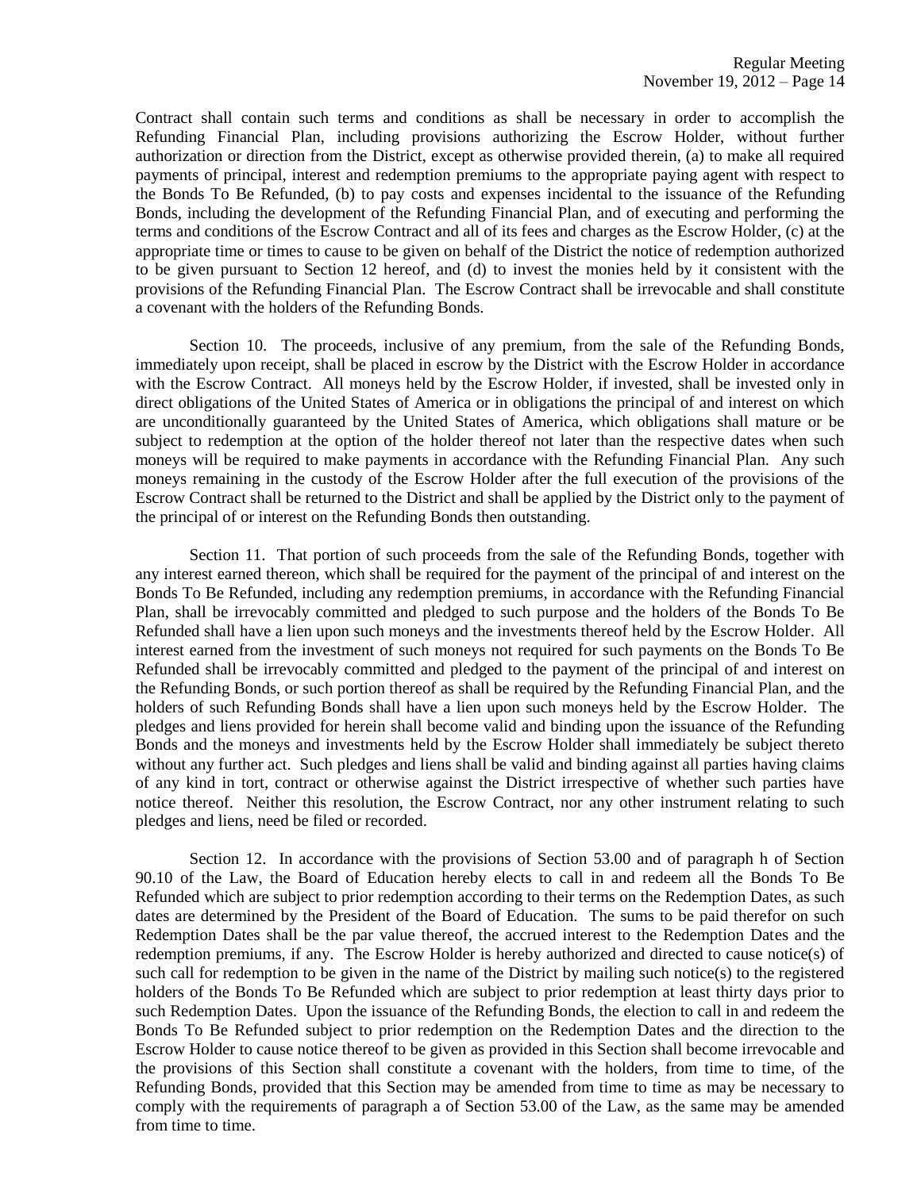Contract shall contain such terms and conditions as shall be necessary in order to accomplish the Refunding Financial Plan, including provisions authorizing the Escrow Holder, without further authorization or direction from the District, except as otherwise provided therein, (a) to make all required payments of principal, interest and redemption premiums to the appropriate paying agent with respect to the Bonds To Be Refunded, (b) to pay costs and expenses incidental to the issuance of the Refunding Bonds, including the development of the Refunding Financial Plan, and of executing and performing the terms and conditions of the Escrow Contract and all of its fees and charges as the Escrow Holder, (c) at the appropriate time or times to cause to be given on behalf of the District the notice of redemption authorized to be given pursuant to Section 12 hereof, and (d) to invest the monies held by it consistent with the provisions of the Refunding Financial Plan. The Escrow Contract shall be irrevocable and shall constitute a covenant with the holders of the Refunding Bonds.

Section 10. The proceeds, inclusive of any premium, from the sale of the Refunding Bonds, immediately upon receipt, shall be placed in escrow by the District with the Escrow Holder in accordance with the Escrow Contract. All moneys held by the Escrow Holder, if invested, shall be invested only in direct obligations of the United States of America or in obligations the principal of and interest on which are unconditionally guaranteed by the United States of America, which obligations shall mature or be subject to redemption at the option of the holder thereof not later than the respective dates when such moneys will be required to make payments in accordance with the Refunding Financial Plan. Any such moneys remaining in the custody of the Escrow Holder after the full execution of the provisions of the Escrow Contract shall be returned to the District and shall be applied by the District only to the payment of the principal of or interest on the Refunding Bonds then outstanding.

Section 11. That portion of such proceeds from the sale of the Refunding Bonds, together with any interest earned thereon, which shall be required for the payment of the principal of and interest on the Bonds To Be Refunded, including any redemption premiums, in accordance with the Refunding Financial Plan, shall be irrevocably committed and pledged to such purpose and the holders of the Bonds To Be Refunded shall have a lien upon such moneys and the investments thereof held by the Escrow Holder. All interest earned from the investment of such moneys not required for such payments on the Bonds To Be Refunded shall be irrevocably committed and pledged to the payment of the principal of and interest on the Refunding Bonds, or such portion thereof as shall be required by the Refunding Financial Plan, and the holders of such Refunding Bonds shall have a lien upon such moneys held by the Escrow Holder. The pledges and liens provided for herein shall become valid and binding upon the issuance of the Refunding Bonds and the moneys and investments held by the Escrow Holder shall immediately be subject thereto without any further act. Such pledges and liens shall be valid and binding against all parties having claims of any kind in tort, contract or otherwise against the District irrespective of whether such parties have notice thereof. Neither this resolution, the Escrow Contract, nor any other instrument relating to such pledges and liens, need be filed or recorded.

Section 12. In accordance with the provisions of Section 53.00 and of paragraph h of Section 90.10 of the Law, the Board of Education hereby elects to call in and redeem all the Bonds To Be Refunded which are subject to prior redemption according to their terms on the Redemption Dates, as such dates are determined by the President of the Board of Education. The sums to be paid therefor on such Redemption Dates shall be the par value thereof, the accrued interest to the Redemption Dates and the redemption premiums, if any. The Escrow Holder is hereby authorized and directed to cause notice(s) of such call for redemption to be given in the name of the District by mailing such notice(s) to the registered holders of the Bonds To Be Refunded which are subject to prior redemption at least thirty days prior to such Redemption Dates. Upon the issuance of the Refunding Bonds, the election to call in and redeem the Bonds To Be Refunded subject to prior redemption on the Redemption Dates and the direction to the Escrow Holder to cause notice thereof to be given as provided in this Section shall become irrevocable and the provisions of this Section shall constitute a covenant with the holders, from time to time, of the Refunding Bonds, provided that this Section may be amended from time to time as may be necessary to comply with the requirements of paragraph a of Section 53.00 of the Law, as the same may be amended from time to time.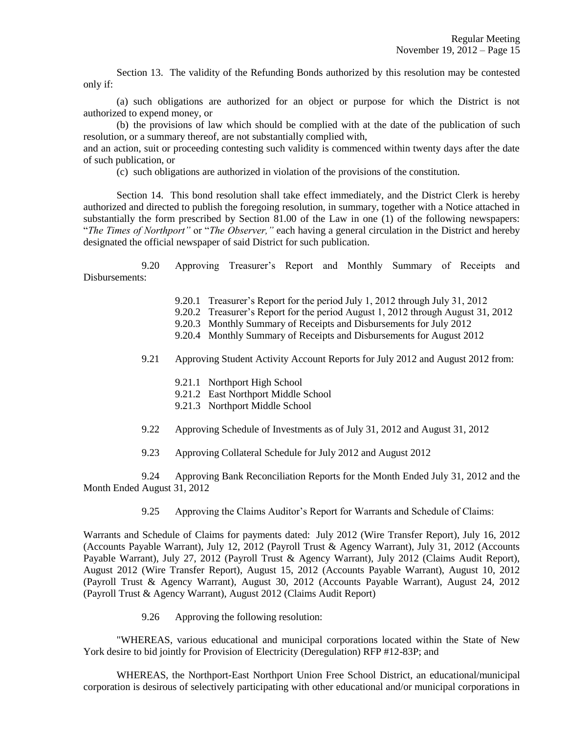Section 13. The validity of the Refunding Bonds authorized by this resolution may be contested only if:

(a) such obligations are authorized for an object or purpose for which the District is not authorized to expend money, or

(b) the provisions of law which should be complied with at the date of the publication of such resolution, or a summary thereof, are not substantially complied with,

and an action, suit or proceeding contesting such validity is commenced within twenty days after the date of such publication, or

(c) such obligations are authorized in violation of the provisions of the constitution.

Section 14. This bond resolution shall take effect immediately, and the District Clerk is hereby authorized and directed to publish the foregoing resolution, in summary, together with a Notice attached in substantially the form prescribed by Section 81.00 of the Law in one (1) of the following newspapers: "*The Times of Northport*" or "*The Observer,*" each having a general circulation in the District and hereby designated the official newspaper of said District for such publication.

9.20 Approving Treasurer's Report and Monthly Summary of Receipts and Disbursements:

- 9.20.1 Treasurer's Report for the period July 1, 2012 through July 31, 2012
- 9.20.2 Treasurer's Report for the period August 1, 2012 through August 31, 2012
- 9.20.3 Monthly Summary of Receipts and Disbursements for July 2012
- 9.20.4 Monthly Summary of Receipts and Disbursements for August 2012

9.21 Approving Student Activity Account Reports for July 2012 and August 2012 from:

- 9.21.1 Northport High School
- 9.21.2 East Northport Middle School
- 9.21.3 Northport Middle School

9.22 Approving Schedule of Investments as of July 31, 2012 and August 31, 2012

9.23 Approving Collateral Schedule for July 2012 and August 2012

9.24 Approving Bank Reconciliation Reports for the Month Ended July 31, 2012 and the Month Ended August 31, 2012

9.25 Approving the Claims Auditor's Report for Warrants and Schedule of Claims:

Warrants and Schedule of Claims for payments dated: July 2012 (Wire Transfer Report), July 16, 2012 (Accounts Payable Warrant), July 12, 2012 (Payroll Trust & Agency Warrant), July 31, 2012 (Accounts Payable Warrant), July 27, 2012 (Payroll Trust & Agency Warrant), July 2012 (Claims Audit Report), August 2012 (Wire Transfer Report), August 15, 2012 (Accounts Payable Warrant), August 10, 2012 (Payroll Trust & Agency Warrant), August 30, 2012 (Accounts Payable Warrant), August 24, 2012 (Payroll Trust & Agency Warrant), August 2012 (Claims Audit Report)

9.26 Approving the following resolution:

"WHEREAS, various educational and municipal corporations located within the State of New York desire to bid jointly for Provision of Electricity (Deregulation) RFP #12-83P; and

WHEREAS, the Northport-East Northport Union Free School District, an educational/municipal corporation is desirous of selectively participating with other educational and/or municipal corporations in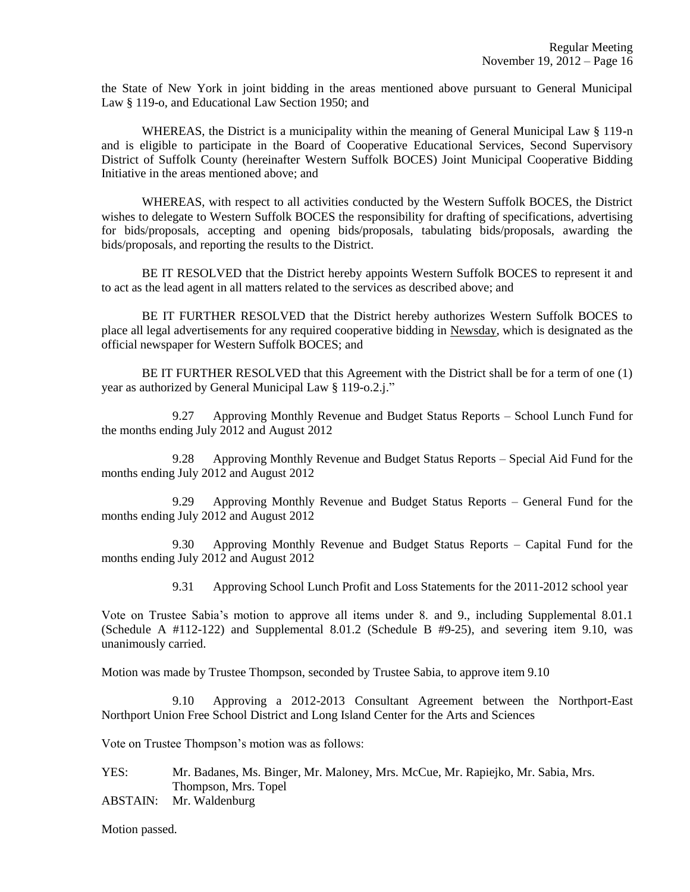the State of New York in joint bidding in the areas mentioned above pursuant to General Municipal Law § 119-o, and Educational Law Section 1950; and

WHEREAS, the District is a municipality within the meaning of General Municipal Law § 119-n and is eligible to participate in the Board of Cooperative Educational Services, Second Supervisory District of Suffolk County (hereinafter Western Suffolk BOCES) Joint Municipal Cooperative Bidding Initiative in the areas mentioned above; and

WHEREAS, with respect to all activities conducted by the Western Suffolk BOCES, the District wishes to delegate to Western Suffolk BOCES the responsibility for drafting of specifications, advertising for bids/proposals, accepting and opening bids/proposals, tabulating bids/proposals, awarding the bids/proposals, and reporting the results to the District.

BE IT RESOLVED that the District hereby appoints Western Suffolk BOCES to represent it and to act as the lead agent in all matters related to the services as described above; and

BE IT FURTHER RESOLVED that the District hereby authorizes Western Suffolk BOCES to place all legal advertisements for any required cooperative bidding in Newsday, which is designated as the official newspaper for Western Suffolk BOCES; and

BE IT FURTHER RESOLVED that this Agreement with the District shall be for a term of one (1) year as authorized by General Municipal Law § 119-o.2.j."

9.27 Approving Monthly Revenue and Budget Status Reports – School Lunch Fund for the months ending July 2012 and August 2012

9.28 Approving Monthly Revenue and Budget Status Reports – Special Aid Fund for the months ending July 2012 and August 2012

9.29 Approving Monthly Revenue and Budget Status Reports – General Fund for the months ending July 2012 and August 2012

9.30 Approving Monthly Revenue and Budget Status Reports – Capital Fund for the months ending July 2012 and August 2012

9.31 Approving School Lunch Profit and Loss Statements for the 2011-2012 school year

Vote on Trustee Sabia's motion to approve all items under 8. and 9., including Supplemental 8.01.1 (Schedule A #112-122) and Supplemental 8.01.2 (Schedule B #9-25), and severing item 9.10, was unanimously carried.

Motion was made by Trustee Thompson, seconded by Trustee Sabia, to approve item 9.10

9.10 Approving a 2012-2013 Consultant Agreement between the Northport-East Northport Union Free School District and Long Island Center for the Arts and Sciences

Vote on Trustee Thompson's motion was as follows:

YES: Mr. Badanes, Ms. Binger, Mr. Maloney, Mrs. McCue, Mr. Rapiejko, Mr. Sabia, Mrs. Thompson, Mrs. Topel

ABSTAIN: Mr. Waldenburg

Motion passed.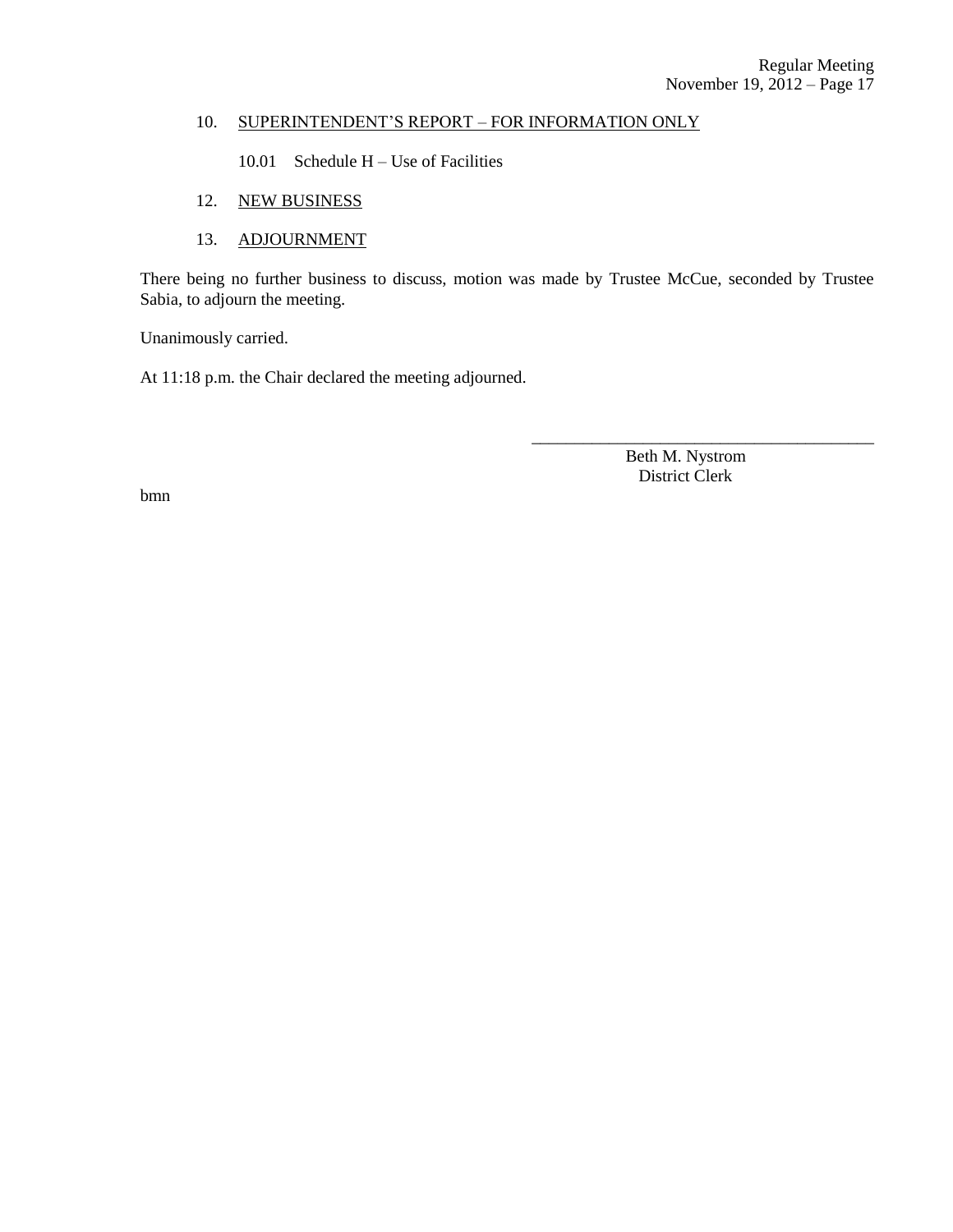10. SUPERINTENDENT'S REPORT – FOR INFORMATION ONLY

    10.01 Schedule H – Use of Facilities

12. NEW BUSINESS

13. ADJOURNMENT

There being no further business to discuss, motion was made by Trustee McCue, seconded by Trustee Sabia, to adjourn the meeting.

Unanimously carried.

At 11:18 p.m. the Chair declared the meeting adjourned.

\_\_\_\_\_\_\_\_\_\_\_\_\_\_\_\_\_\_\_\_\_\_\_\_\_\_\_\_\_\_\_\_\_\_\_\_\_\_\_\_

Beth M. Nystrom
District Clerk

bmn